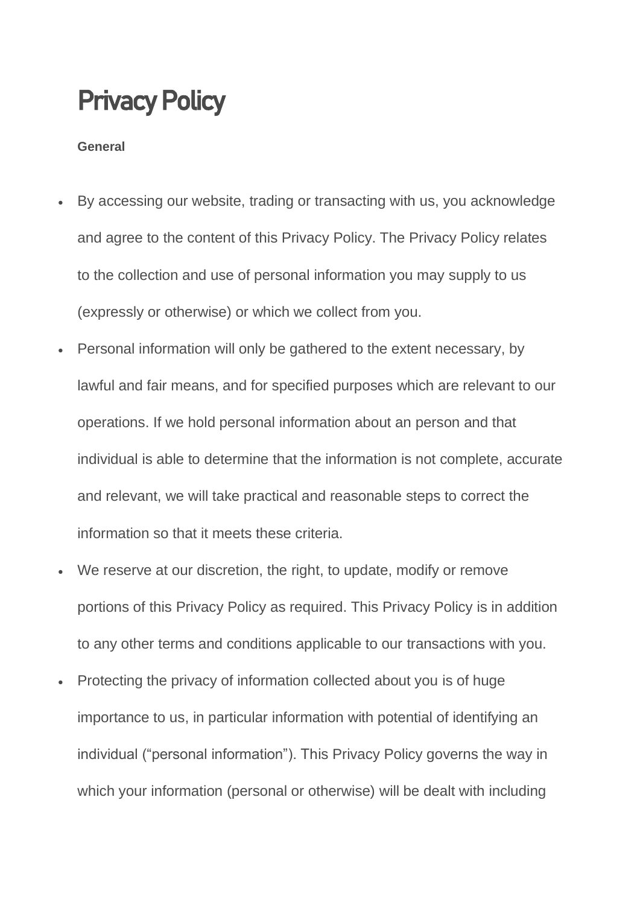# Privacy Policy

**General**

- By accessing our website, trading or transacting with us, you acknowledge and agree to the content of this Privacy Policy. The Privacy Policy relates to the collection and use of personal information you may supply to us (expressly or otherwise) or which we collect from you.
- Personal information will only be gathered to the extent necessary, by lawful and fair means, and for specified purposes which are relevant to our operations. If we hold personal information about an person and that individual is able to determine that the information is not complete, accurate and relevant, we will take practical and reasonable steps to correct the information so that it meets these criteria.
- We reserve at our discretion, the right, to update, modify or remove portions of this Privacy Policy as required. This Privacy Policy is in addition to any other terms and conditions applicable to our transactions with you.
- Protecting the privacy of information collected about you is of huge importance to us, in particular information with potential of identifying an individual ("personal information"). This Privacy Policy governs the way in which your information (personal or otherwise) will be dealt with including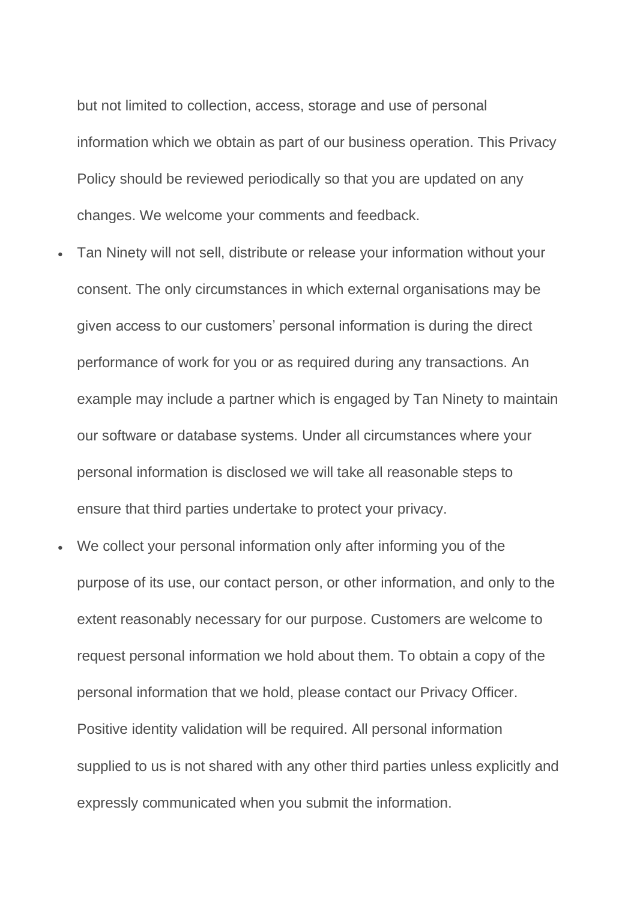but not limited to collection, access, storage and use of personal information which we obtain as part of our business operation. This Privacy Policy should be reviewed periodically so that you are updated on any changes. We welcome your comments and feedback.

- Tan Ninety will not sell, distribute or release your information without your consent. The only circumstances in which external organisations may be given access to our customers' personal information is during the direct performance of work for you or as required during any transactions. An example may include a partner which is engaged by Tan Ninety to maintain our software or database systems. Under all circumstances where your personal information is disclosed we will take all reasonable steps to ensure that third parties undertake to protect your privacy.
- We collect your personal information only after informing you of the purpose of its use, our contact person, or other information, and only to the extent reasonably necessary for our purpose. Customers are welcome to request personal information we hold about them. To obtain a copy of the personal information that we hold, please contact our Privacy Officer. Positive identity validation will be required. All personal information supplied to us is not shared with any other third parties unless explicitly and expressly communicated when you submit the information.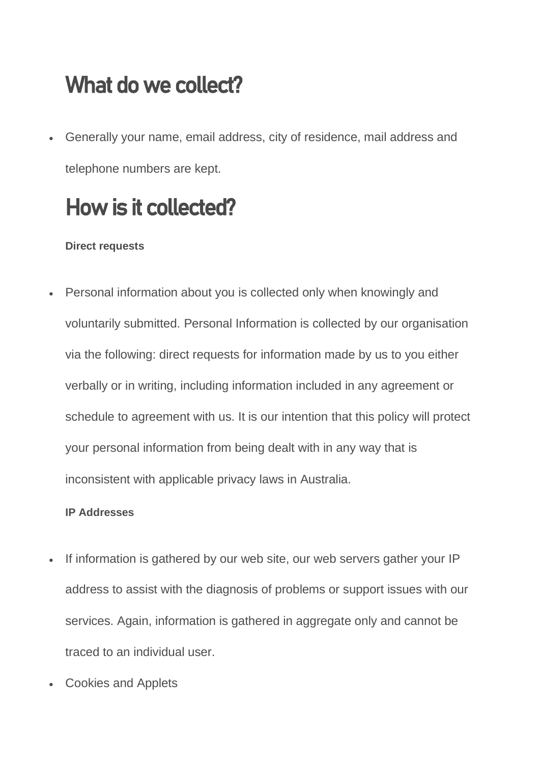## What do we collect?

- Generally your name, email address, city of residence, mail address and telephone numbers are kept.

## How is it collected?

**Direct requests**

- Personal information about you is collected only when knowingly and voluntarily submitted. Personal Information is collected by our organisation via the following: direct requests for information made by us to you either verbally or in writing, including information included in any agreement or schedule to agreement with us. It is our intention that this policy will protect your personal information from being dealt with in any way that is inconsistent with applicable privacy laws in Australia.

**IP Addresses**

- If information is gathered by our web site, our web servers gather your IP address to assist with the diagnosis of problems or support issues with our services. Again, information is gathered in aggregate only and cannot be traced to an individual user.
- Cookies and Applets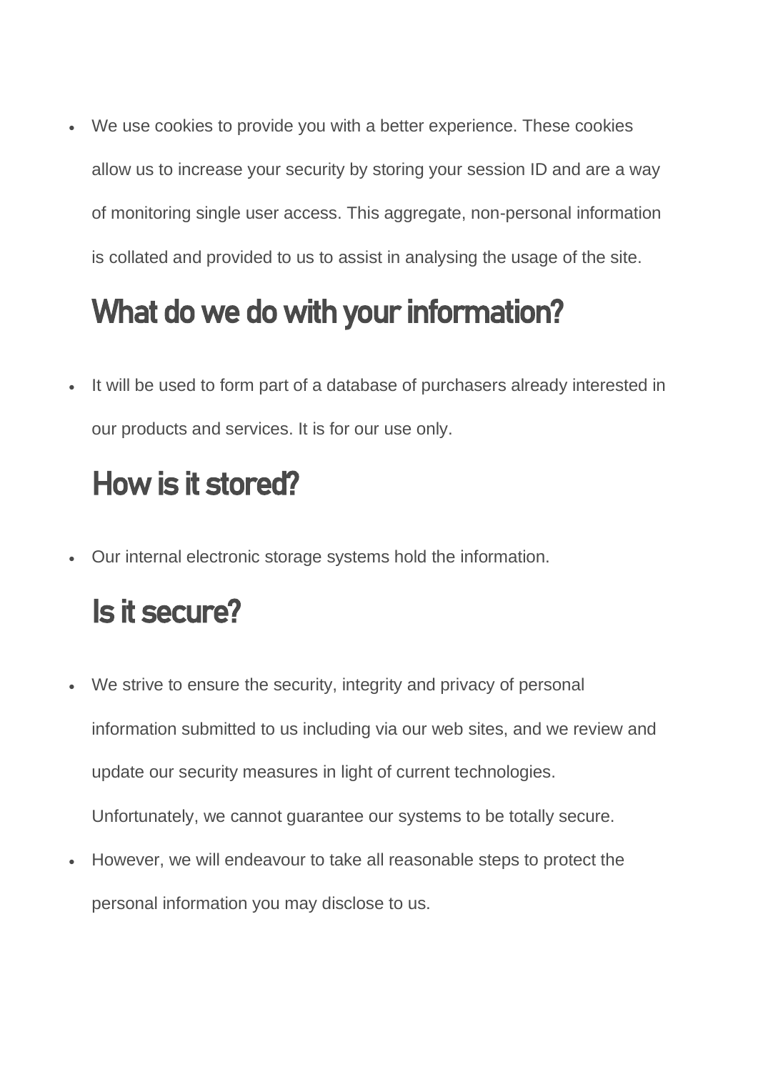- We use cookies to provide you with a better experience. These cookies allow us to increase your security by storing your session ID and are a way of monitoring single user access. This aggregate, non-personal information is collated and provided to us to assist in analysing the usage of the site.

## What do we do with your information?

- It will be used to form part of a database of purchasers already interested in our products and services. It is for our use only.

## How is it stored?

- Our internal electronic storage systems hold the information.

## Is it secure?

- We strive to ensure the security, integrity and privacy of personal information submitted to us including via our web sites, and we review and update our security measures in light of current technologies. Unfortunately, we cannot guarantee our systems to be totally secure.
- However, we will endeavour to take all reasonable steps to protect the personal information you may disclose to us.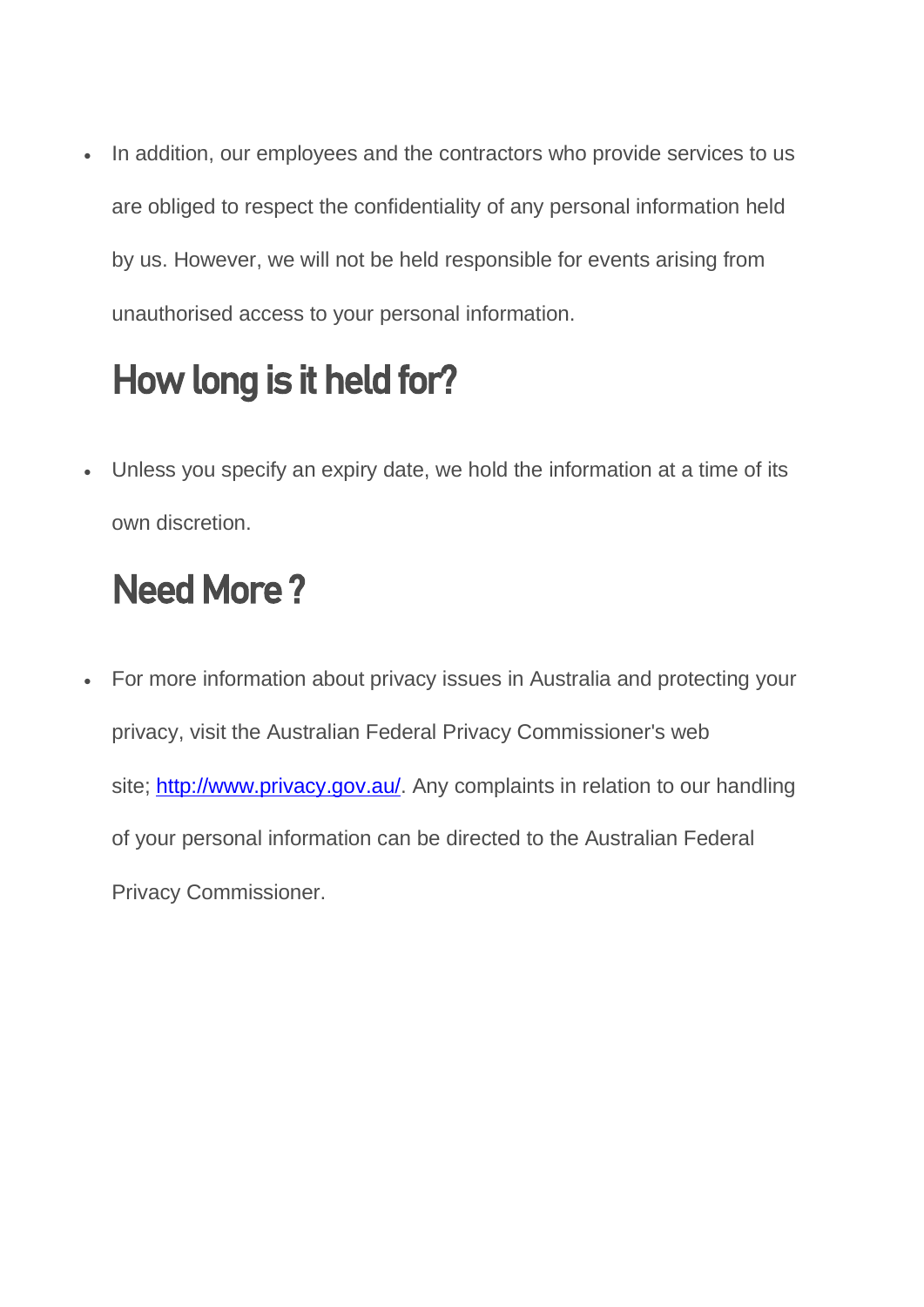- In addition, our employees and the contractors who provide services to us are obliged to respect the confidentiality of any personal information held by us. However, we will not be held responsible for events arising from unauthorised access to your personal information.

## How long is it held for?

- Unless you specify an expiry date, we hold the information at a time of its own discretion.

## Need More ?

- For more information about privacy issues in Australia and protecting your privacy, visit the Australian Federal Privacy Commissioner's web site; http://www.privacy.gov.au/. Any complaints in relation to our handling of your personal information can be directed to the Australian Federal Privacy Commissioner.